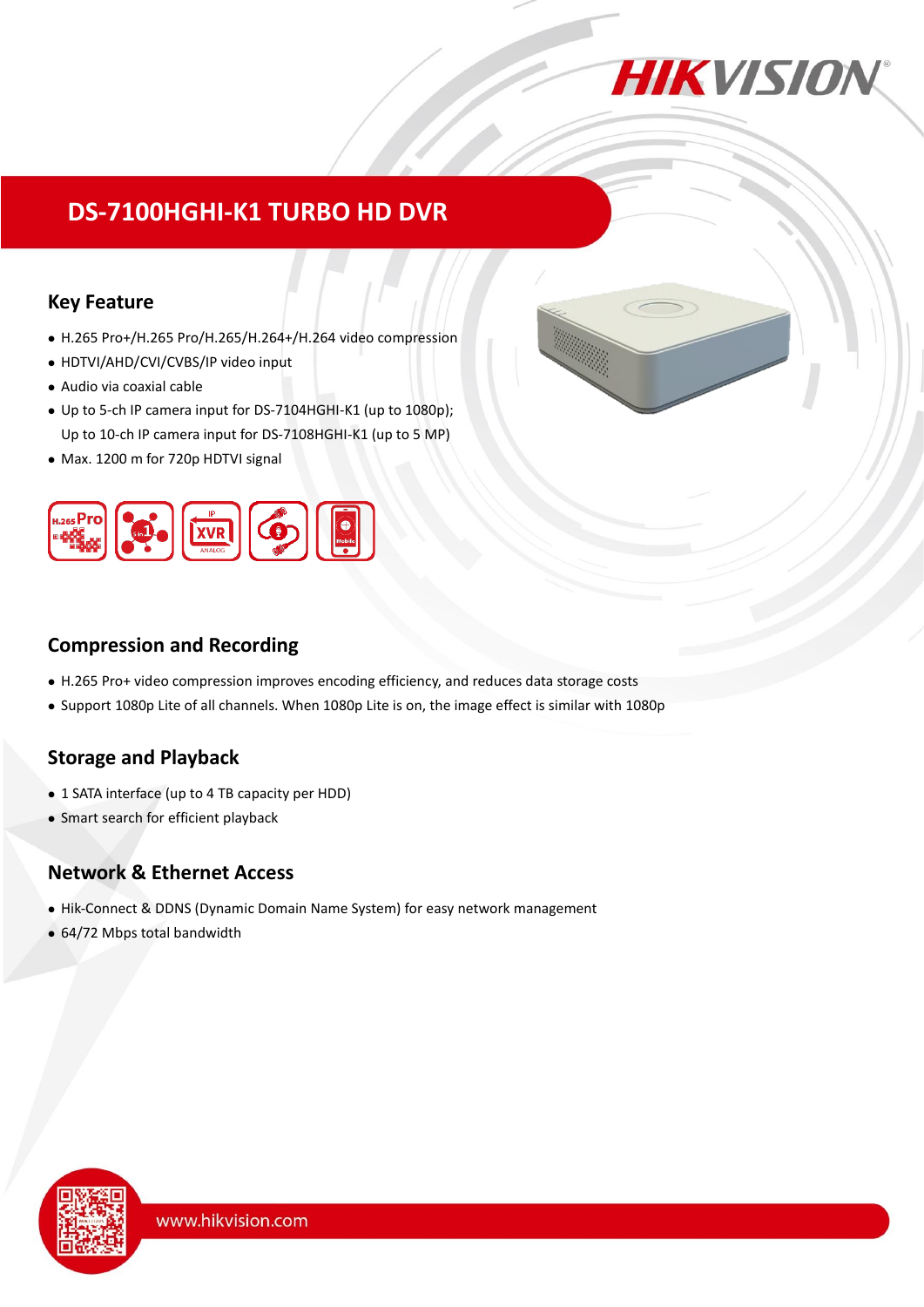# DS-7100HGHI-K1 TURBO HD DVR

## Key Feature

- H.265 Pro+/H.265 Pro/H.265/H.264+/H.264 video compression
- HDTVI/AHD/CVI/CVBS/IP video input
- Audio via coaxial cable
- Up to 5-ch IP camera input for DS-7104HGHI-K1 (up to 1080p);
  Up to 10-ch IP camera input for DS-7108HGHI-K1 (up to 5 MP)
- Max. 1200 m for 720p HDTVI signal

## Compression and Recording

- H.265 Pro+ video compression improves encoding efficiency, and reduces data storage costs
- Support 1080p Lite of all channels. When 1080p Lite is on, the image effect is similar with 1080p

## Storage and Playback

- 1 SATA interface (up to 4 TB capacity per HDD)
- Smart search for efficient playback

## Network & Ethernet Access

- Hik-Connect & DDNS (Dynamic Domain Name System) for easy network management
- 64/72 Mbps total bandwidth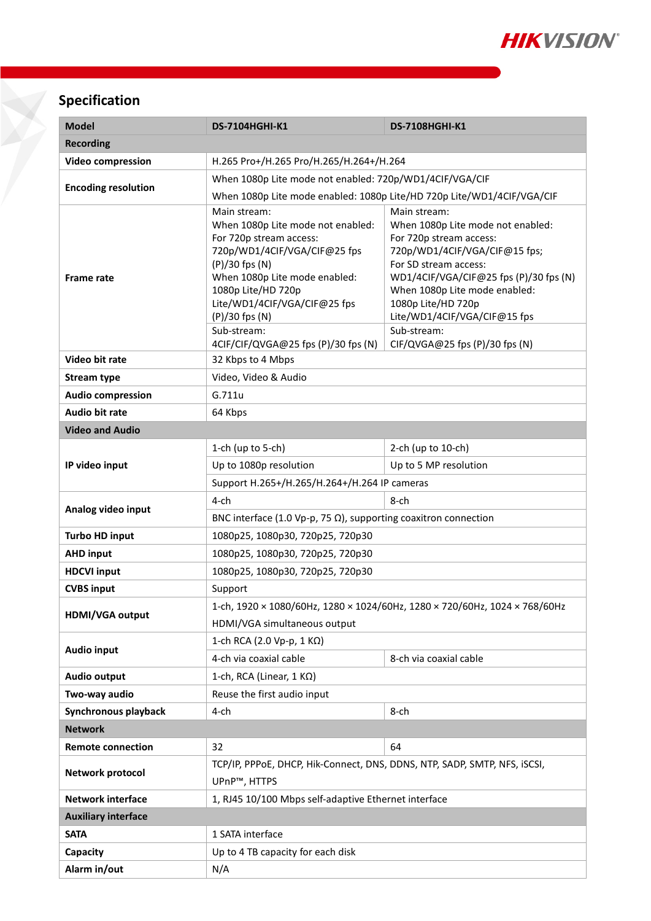## Specification

| Model | DS-7104HGHI-K1 | DS-7108HGHI-K1 |
|---|---|---|
| **Recording** | | |
| **Video compression** | H.265 Pro+/H.265 Pro/H.265/H.264+/H.264 | |
| **Encoding resolution** | When 1080p Lite mode not enabled: 720p/WD1/4CIF/VGA/CIF<br>When 1080p Lite mode enabled: 1080p Lite/HD 720p Lite/WD1/4CIF/VGA/CIF | |
| **Frame rate** | Main stream:<br>When 1080p Lite mode not enabled:<br>For 720p stream access:<br>720p/WD1/4CIF/VGA/CIF@25 fps (P)/30 fps (N)<br>When 1080p Lite mode enabled:<br>1080p Lite/HD 720p Lite/WD1/4CIF/VGA/CIF@25 fps (P)/30 fps (N) | Main stream:<br>When 1080p Lite mode not enabled:<br>For 720p stream access:<br>720p/WD1/4CIF/VGA/CIF@15 fps;<br>For SD stream access:<br>WD1/4CIF/VGA/CIF@25 fps (P)/30 fps (N)<br>When 1080p Lite mode enabled:<br>1080p Lite/HD 720p Lite/WD1/4CIF/VGA/CIF@15 fps |
| | Sub-stream:<br>4CIF/CIF/QVGA@25 fps (P)/30 fps (N) | Sub-stream:<br>CIF/QVGA@25 fps (P)/30 fps (N) |
| **Video bit rate** | 32 Kbps to 4 Mbps | |
| **Stream type** | Video, Video & Audio | |
| **Audio compression** | G.711u | |
| **Audio bit rate** | 64 Kbps | |
| **Video and Audio** | | |
| **IP video input** | 1-ch (up to 5-ch) | 2-ch (up to 10-ch) |
| | Up to 1080p resolution | Up to 5 MP resolution |
| | Support H.265+/H.265/H.264+/H.264 IP cameras | |
| **Analog video input** | 4-ch | 8-ch |
| | BNC interface (1.0 Vp-p, 75 Ω), supporting coaxitron connection | |
| **Turbo HD input** | 1080p25, 1080p30, 720p25, 720p30 | |
| **AHD input** | 1080p25, 1080p30, 720p25, 720p30 | |
| **HDCVI input** | 1080p25, 1080p30, 720p25, 720p30 | |
| **CVBS input** | Support | |
| **HDMI/VGA output** | 1-ch, 1920 × 1080/60Hz, 1280 × 1024/60Hz, 1280 × 720/60Hz, 1024 × 768/60Hz<br>HDMI/VGA simultaneous output | |
| **Audio input** | 1-ch RCA (2.0 Vp-p, 1 KΩ) | |
| | 4-ch via coaxial cable | 8-ch via coaxial cable |
| **Audio output** | 1-ch, RCA (Linear, 1 KΩ) | |
| **Two-way audio** | Reuse the first audio input | |
| **Synchronous playback** | 4-ch | 8-ch |
| **Network** | | |
| **Remote connection** | 32 | 64 |
| **Network protocol** | TCP/IP, PPPoE, DHCP, Hik-Connect, DNS, DDNS, NTP, SADP, SMTP, NFS, iSCSI, UPnP™, HTTPS | |
| **Network interface** | 1, RJ45 10/100 Mbps self-adaptive Ethernet interface | |
| **Auxiliary interface** | | |
| **SATA** | 1 SATA interface | |
| **Capacity** | Up to 4 TB capacity for each disk | |
| **Alarm in/out** | N/A | |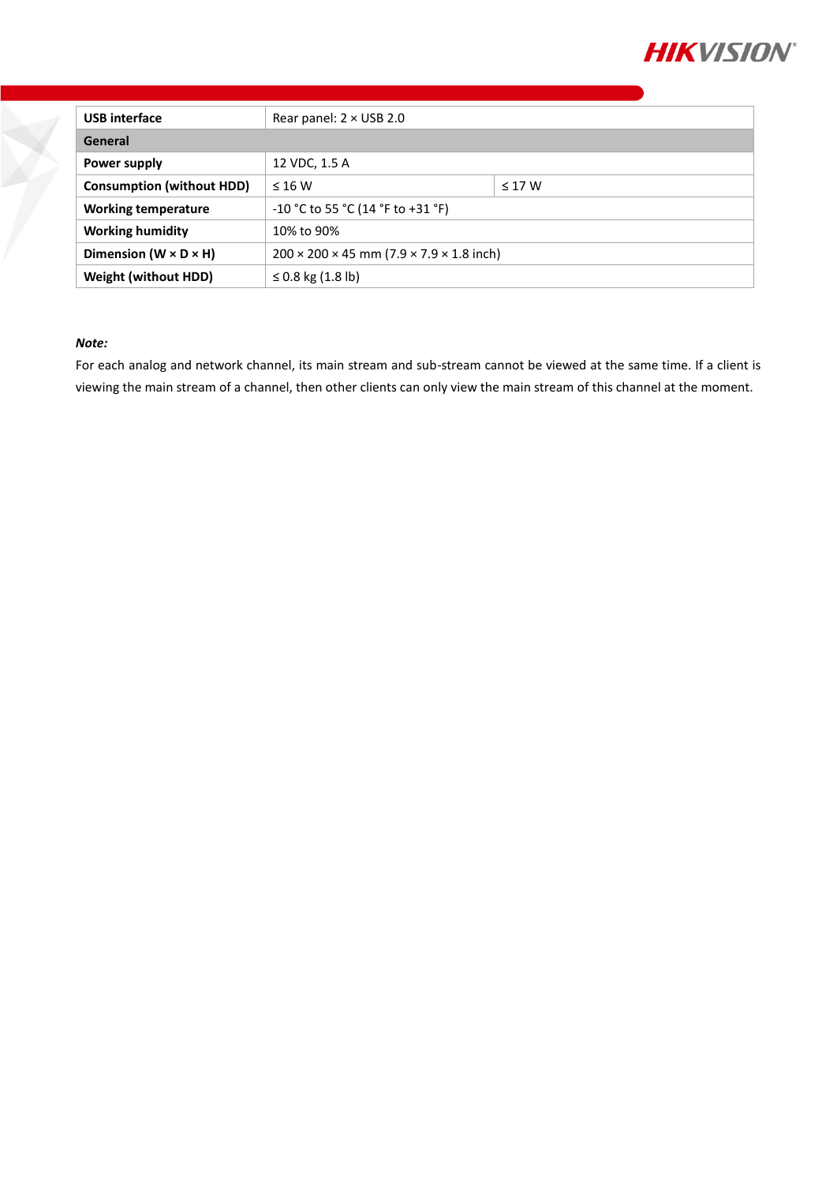| USB interface | Rear panel: 2 × USB 2.0 | |
|---|---|---|
| **General** | | |
| **Power supply** | 12 VDC, 1.5 A | |
| **Consumption (without HDD)** | ≤ 16 W | ≤ 17 W |
| **Working temperature** | -10 °C to 55 °C (14 °F to +31 °F) | |
| **Working humidity** | 10% to 90% | |
| **Dimension (W × D × H)** | 200 × 200 × 45 mm (7.9 × 7.9 × 1.8 inch) | |
| **Weight (without HDD)** | ≤ 0.8 kg (1.8 lb) | |

***Note:***

For each analog and network channel, its main stream and sub-stream cannot be viewed at the same time. If a client is viewing the main stream of a channel, then other clients can only view the main stream of this channel at the moment.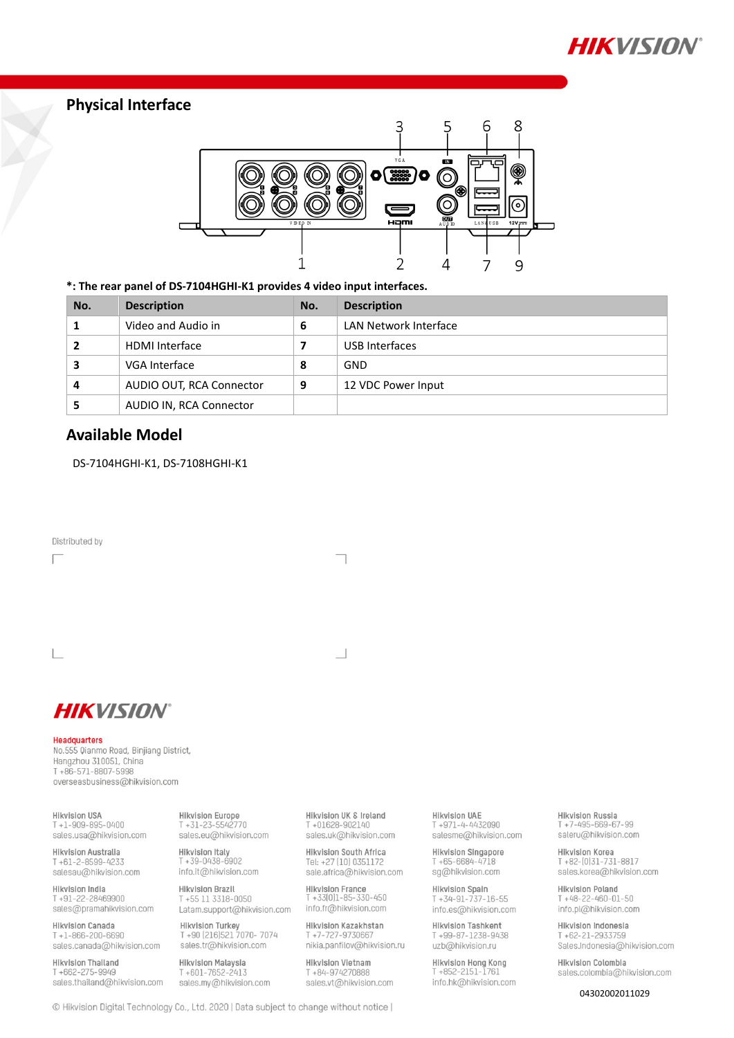## Physical Interface

3 5 6 8

VGA IN

VIDEO IN HDMI OUT AUDIO LAN USB 12V

1 2 4 7 9

*: The rear panel of DS-7104HGHI-K1 provides 4 video input interfaces.

| No. | Description | No. | Description |
|---|---|---|---|
| 1 | Video and Audio in | 6 | LAN Network Interface |
| 2 | HDMI Interface | 7 | USB Interfaces |
| 3 | VGA Interface | 8 | GND |
| 4 | AUDIO OUT, RCA Connector | 9 | 12 VDC Power Input |
| 5 | AUDIO IN, RCA Connector | | |

## Available Model

DS-7104HGHI-K1, DS-7108HGHI-K1

Distributed by

**HIKVISION**

Headquarters
No.555 Qianmo Road, Binjiang District,
Hangzhou 310051, China
T +86-571-8807-5998
overseasbusiness@hikvision.com

Hikvision USA
T +1-909-895-0400
sales.usa@hikvision.com

Hikvision Australia
T +61-2-8599-4233
salesau@hikvision.com

Hikvision India
T +91-22-28469900
sales@pramahikvision.com

Hikvision Canada
T +1-866-200-6690
sales.canada@hikvision.com

Hikvision Thailand
T +662-275-9949
sales.thailand@hikvision.com

Hikvision Europe
T +31-23-5542770
sales.eu@hikvision.com

Hikvision Italy
T +39-0438-6902
info.it@hikvision.com

Hikvision Brazil
T +55 11 3318-0050
Latam.support@hikvision.com

Hikvision Turkey
T +90 (216)521 7070- 7074
sales.tr@hikvision.com

Hikvision Malaysia
T +601-7652-2413
sales.my@hikvision.com

Hikvision UK & Ireland
T +01628-902140
sales.uk@hikvision.com

Hikvision South Africa
Tel: +27 (10) 0351172
sale.africa@hikvision.com

Hikvision France
T +33(0)1-85-330-450
info.fr@hikvision.com

Hikvision Kazakhstan
T +7-727-9730667
nikia.panfilov@hikvision.ru

Hikvision Vietnam
T +84-974270888
sales.vt@hikvision.com

Hikvision UAE
T +971-4-4432090
salesme@hikvision.com

Hikvision Singapore
T +65-6684-4718
sg@hikvision.com

Hikvision Spain
T +34-91-737-16-55
info.es@hikvision.com

Hikvision Tashkent
T +99-87-1238-9438
uzb@hikvision.ru

Hikvision Hong Kong
T +852-2151-1761
info.hk@hikvision.com

Hikvision Russia
T +7-495-669-67-99
saleru@hikvision.com

Hikvision Korea
T +82-(0)31-731-8817
sales.korea@hikvision.com

Hikvision Poland
T +48-22-460-01-50
info.pl@hikvision.com

Hikvision Indonesia
T +62-21-2933759
Sales.Indonesia@hikvision.com

Hikvision Colombia
sales.colombia@hikvision.com

04302002011029

© Hikvision Digital Technology Co., Ltd. 2020 | Data subject to change without notice |